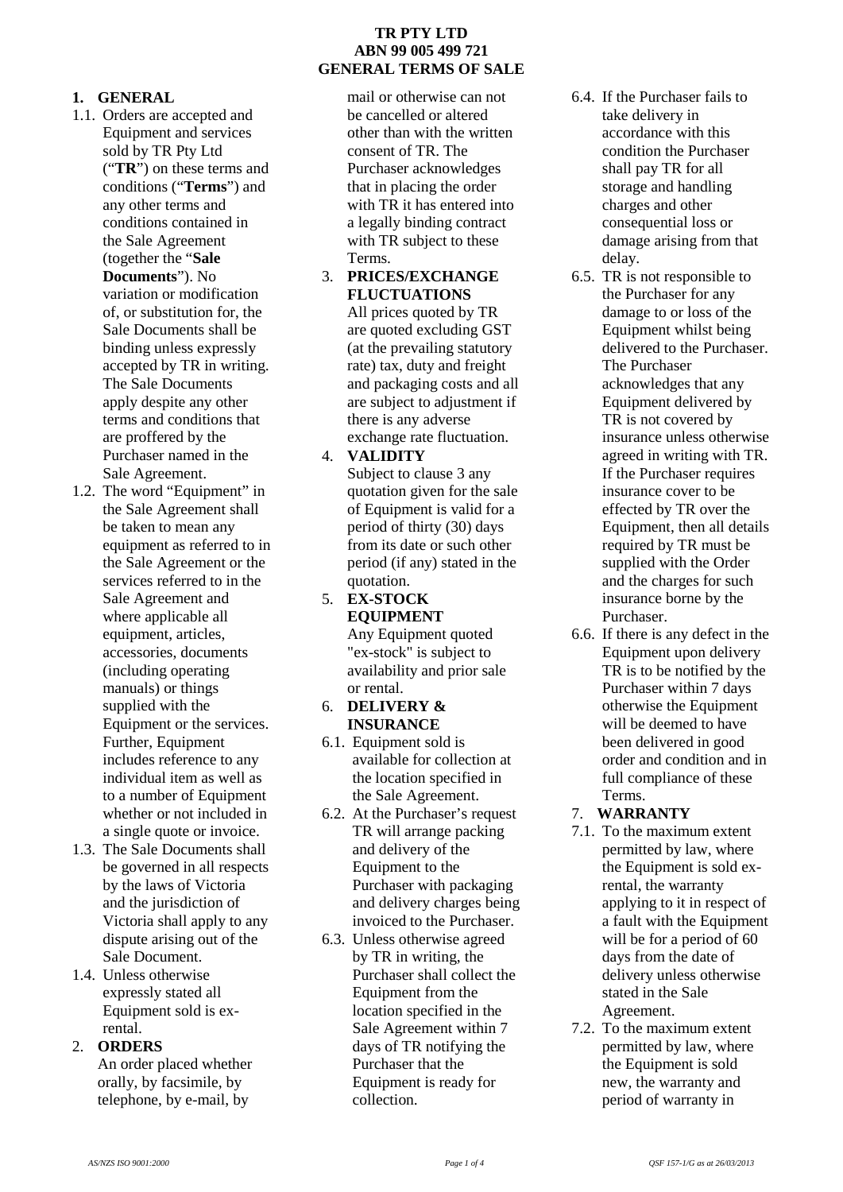**TR PTY LTD**
**ABN 99 005 499 721**
**GENERAL TERMS OF SALE**

## 1. GENERAL

1.1. Orders are accepted and Equipment and services sold by TR Pty Ltd ("**TR**") on these terms and conditions ("**Terms**") and any other terms and conditions contained in the Sale Agreement (together the "**Sale Documents**"). No variation or modification of, or substitution for, the Sale Documents shall be binding unless expressly accepted by TR in writing. The Sale Documents apply despite any other terms and conditions that are proffered by the Purchaser named in the Sale Agreement.

1.2. The word "Equipment" in the Sale Agreement shall be taken to mean any equipment as referred to in the Sale Agreement or the services referred to in the Sale Agreement and where applicable all equipment, articles, accessories, documents (including operating manuals) or things supplied with the Equipment or the services. Further, Equipment includes reference to any individual item as well as to a number of Equipment whether or not included in a single quote or invoice.

1.3. The Sale Documents shall be governed in all respects by the laws of Victoria and the jurisdiction of Victoria shall apply to any dispute arising out of the Sale Document.

1.4. Unless otherwise expressly stated all Equipment sold is ex-rental.

## 2. ORDERS

An order placed whether orally, by facsimile, by telephone, by e-mail, by mail or otherwise can not be cancelled or altered other than with the written consent of TR. The Purchaser acknowledges that in placing the order with TR it has entered into a legally binding contract with TR subject to these Terms.

## 3. PRICES/EXCHANGE FLUCTUATIONS

All prices quoted by TR are quoted excluding GST (at the prevailing statutory rate) tax, duty and freight and packaging costs and all are subject to adjustment if there is any adverse exchange rate fluctuation.

## 4. VALIDITY

Subject to clause 3 any quotation given for the sale of Equipment is valid for a period of thirty (30) days from its date or such other period (if any) stated in the quotation.

## 5. EX-STOCK EQUIPMENT

Any Equipment quoted "ex-stock" is subject to availability and prior sale or rental.

## 6. DELIVERY & INSURANCE

6.1. Equipment sold is available for collection at the location specified in the Sale Agreement.

6.2. At the Purchaser's request TR will arrange packing and delivery of the Equipment to the Purchaser with packaging and delivery charges being invoiced to the Purchaser.

6.3. Unless otherwise agreed by TR in writing, the Purchaser shall collect the Equipment from the location specified in the Sale Agreement within 7 days of TR notifying the Purchaser that the Equipment is ready for collection.

6.4. If the Purchaser fails to take delivery in accordance with this condition the Purchaser shall pay TR for all storage and handling charges and other consequential loss or damage arising from that delay.

6.5. TR is not responsible to the Purchaser for any damage to or loss of the Equipment whilst being delivered to the Purchaser. The Purchaser acknowledges that any Equipment delivered by TR is not covered by insurance unless otherwise agreed in writing with TR. If the Purchaser requires insurance cover to be effected by TR over the Equipment, then all details required by TR must be supplied with the Order and the charges for such insurance borne by the Purchaser.

6.6. If there is any defect in the Equipment upon delivery TR is to be notified by the Purchaser within 7 days otherwise the Equipment will be deemed to have been delivered in good order and condition and in full compliance of these Terms.

## 7. WARRANTY

7.1. To the maximum extent permitted by law, where the Equipment is sold ex-rental, the warranty applying to it in respect of a fault with the Equipment will be for a period of 60 days from the date of delivery unless otherwise stated in the Sale Agreement.

7.2. To the maximum extent permitted by law, where the Equipment is sold new, the warranty and period of warranty in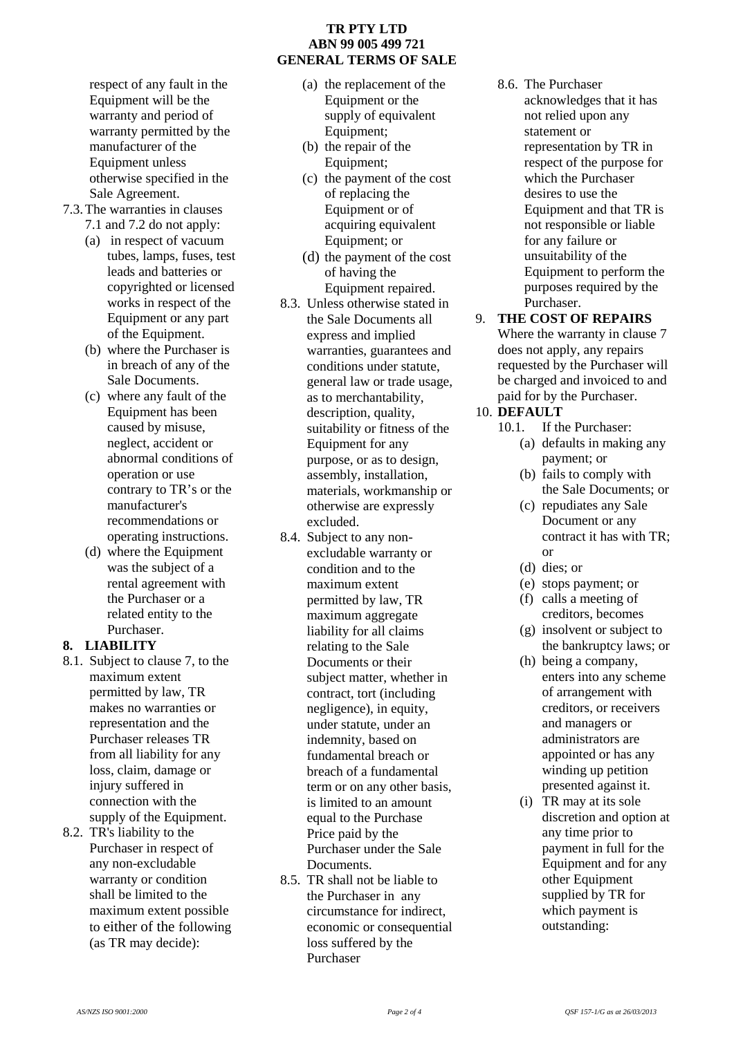respect of any fault in the Equipment will be the warranty and period of warranty permitted by the manufacturer of the Equipment unless otherwise specified in the Sale Agreement.

7.3. The warranties in clauses 7.1 and 7.2 do not apply:

(a) in respect of vacuum tubes, lamps, fuses, test leads and batteries or copyrighted or licensed works in respect of the Equipment or any part of the Equipment.

(b) where the Purchaser is in breach of any of the Sale Documents.

(c) where any fault of the Equipment has been caused by misuse, neglect, accident or abnormal conditions of operation or use contrary to TR's or the manufacturer's recommendations or operating instructions.

(d) where the Equipment was the subject of a rental agreement with the Purchaser or a related entity to the Purchaser.

## 8. LIABILITY

8.1. Subject to clause 7, to the maximum extent permitted by law, TR makes no warranties or representation and the Purchaser releases TR from all liability for any loss, claim, damage or injury suffered in connection with the supply of the Equipment.

8.2. TR's liability to the Purchaser in respect of any non-excludable warranty or condition shall be limited to the maximum extent possible to either of the following (as TR may decide):

(a) the replacement of the Equipment or the supply of equivalent Equipment;

(b) the repair of the Equipment;

(c) the payment of the cost of replacing the Equipment or of acquiring equivalent Equipment; or

(d) the payment of the cost of having the Equipment repaired.

8.3. Unless otherwise stated in the Sale Documents all express and implied warranties, guarantees and conditions under statute, general law or trade usage, as to merchantability, description, quality, suitability or fitness of the Equipment for any purpose, or as to design, assembly, installation, materials, workmanship or otherwise are expressly excluded.

8.4. Subject to any non-excludable warranty or condition and to the maximum extent permitted by law, TR maximum aggregate liability for all claims relating to the Sale Documents or their subject matter, whether in contract, tort (including negligence), in equity, under statute, under an indemnity, based on fundamental breach or breach of a fundamental term or on any other basis, is limited to an amount equal to the Purchase Price paid by the Purchaser under the Sale Documents.

8.5. TR shall not be liable to the Purchaser in any circumstance for indirect, economic or consequential loss suffered by the Purchaser

8.6. The Purchaser acknowledges that it has not relied upon any statement or representation by TR in respect of the purpose for which the Purchaser desires to use the Equipment and that TR is not responsible or liable for any failure or unsuitability of the Equipment to perform the purposes required by the Purchaser.

## 9. THE COST OF REPAIRS

Where the warranty in clause 7 does not apply, any repairs requested by the Purchaser will be charged and invoiced to and paid for by the Purchaser.

## 10. DEFAULT

10.1. If the Purchaser:

(a) defaults in making any payment; or

(b) fails to comply with the Sale Documents; or

(c) repudiates any Sale Document or any contract it has with TR; or

(d) dies; or

(e) stops payment; or

(f) calls a meeting of creditors, becomes

(g) insolvent or subject to the bankruptcy laws; or

(h) being a company, enters into any scheme of arrangement with creditors, or receivers and managers or administrators are appointed or has any winding up petition presented against it.

(i) TR may at its sole discretion and option at any time prior to payment in full for the Equipment and for any other Equipment supplied by TR for which payment is outstanding: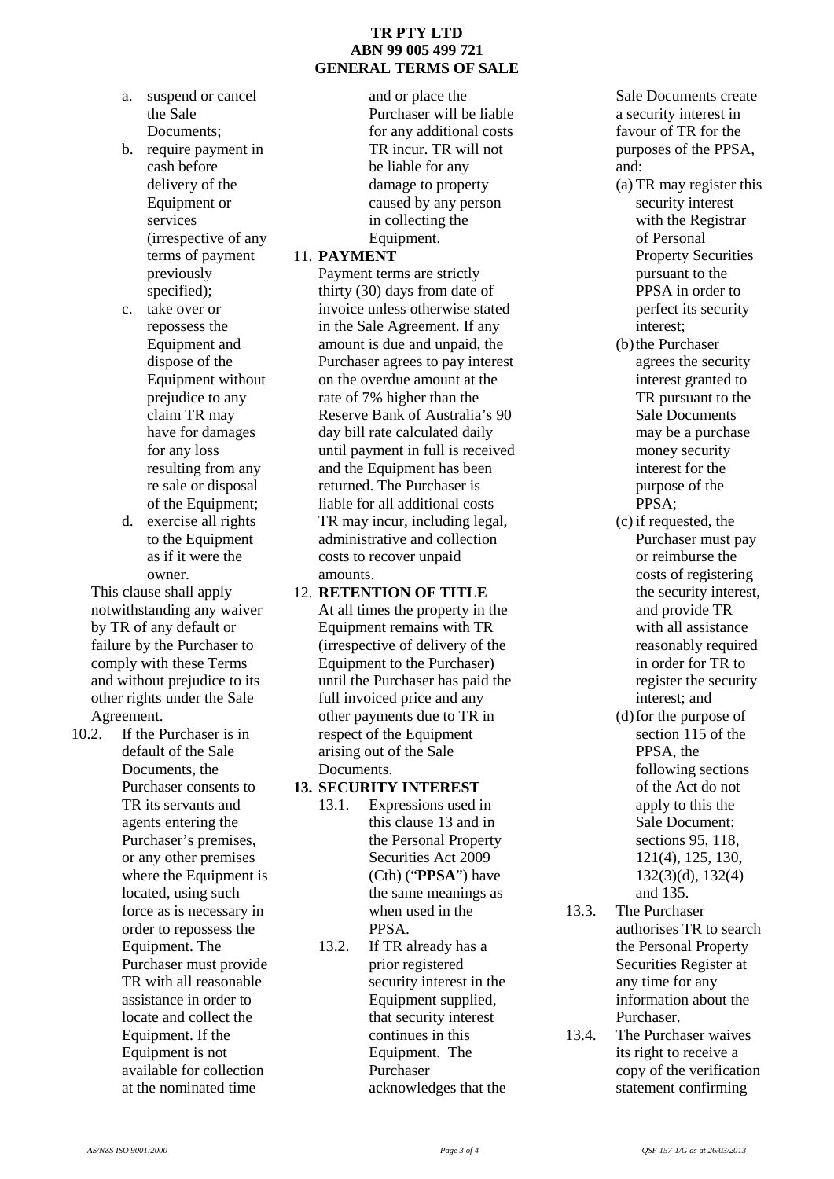a. suspend or cancel the Sale Documents;
b. require payment in cash before delivery of the Equipment or services (irrespective of any terms of payment previously specified);
c. take over or repossess the Equipment and dispose of the Equipment without prejudice to any claim TR may have for damages for any loss resulting from any re sale or disposal of the Equipment;
d. exercise all rights to the Equipment as if it were the owner.

This clause shall apply notwithstanding any waiver by TR of any default or failure by the Purchaser to comply with these Terms and without prejudice to its other rights under the Sale Agreement.

10.2. If the Purchaser is in default of the Sale Documents, the Purchaser consents to TR its servants and agents entering the Purchaser's premises, or any other premises where the Equipment is located, using such force as is necessary in order to repossess the Equipment. The Purchaser must provide TR with all reasonable assistance in order to locate and collect the Equipment. If the Equipment is not available for collection at the nominated time and or place the Purchaser will be liable for any additional costs TR incur. TR will not be liable for any damage to property caused by any person in collecting the Equipment.

11. **PAYMENT**

Payment terms are strictly thirty (30) days from date of invoice unless otherwise stated in the Sale Agreement. If any amount is due and unpaid, the Purchaser agrees to pay interest on the overdue amount at the rate of 7% higher than the Reserve Bank of Australia's 90 day bill rate calculated daily until payment in full is received and the Equipment has been returned. The Purchaser is liable for all additional costs TR may incur, including legal, administrative and collection costs to recover unpaid amounts.

12. **RETENTION OF TITLE**

At all times the property in the Equipment remains with TR (irrespective of delivery of the Equipment to the Purchaser) until the Purchaser has paid the full invoiced price and any other payments due to TR in respect of the Equipment arising out of the Sale Documents.

**13. SECURITY INTEREST**

13.1. Expressions used in this clause 13 and in the Personal Property Securities Act 2009 (Cth) ("**PPSA**") have the same meanings as when used in the PPSA.

13.2. If TR already has a prior registered security interest in the Equipment supplied, that security interest continues in this Equipment. The Purchaser acknowledges that the Sale Documents create a security interest in favour of TR for the purposes of the PPSA, and:

(a) TR may register this security interest with the Registrar of Personal Property Securities pursuant to the PPSA in order to perfect its security interest;
(b) the Purchaser agrees the security interest granted to TR pursuant to the Sale Documents may be a purchase money security interest for the purpose of the PPSA;
(c) if requested, the Purchaser must pay or reimburse the costs of registering the security interest, and provide TR with all assistance reasonably required in order for TR to register the security interest; and
(d) for the purpose of section 115 of the PPSA, the following sections of the Act do not apply to this the Sale Document: sections 95, 118, 121(4), 125, 130, 132(3)(d), 132(4) and 135.

13.3. The Purchaser authorises TR to search the Personal Property Securities Register at any time for any information about the Purchaser.

13.4. The Purchaser waives its right to receive a copy of the verification statement confirming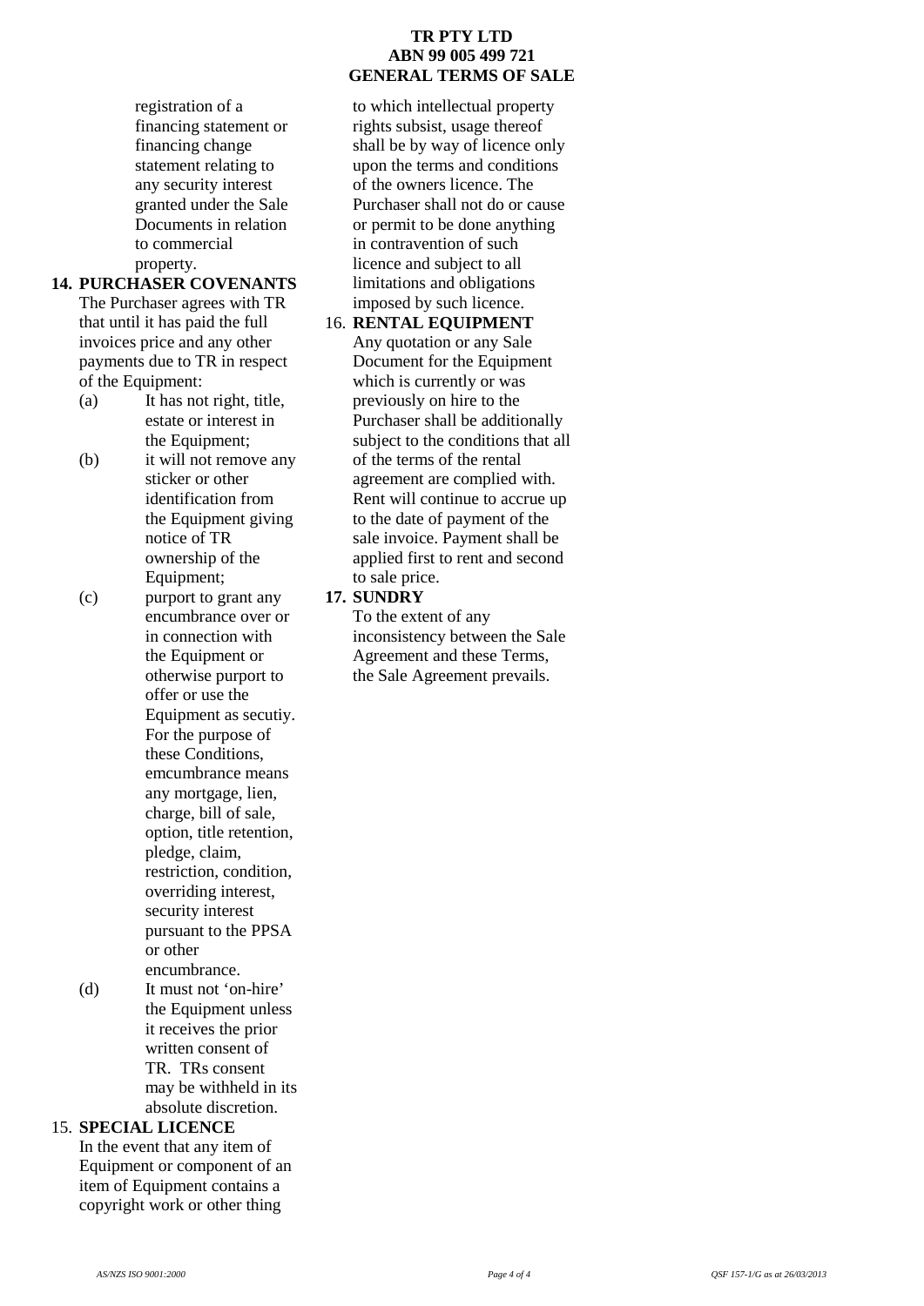registration of a financing statement or financing change statement relating to any security interest granted under the Sale Documents in relation to commercial property.

**14. PURCHASER COVENANTS**

The Purchaser agrees with TR that until it has paid the full invoices price and any other payments due to TR in respect of the Equipment:

(a) It has not right, title, estate or interest in the Equipment;

(b) it will not remove any sticker or other identification from the Equipment giving notice of TR ownership of the Equipment;

(c) purport to grant any encumbrance over or in connection with the Equipment or otherwise purport to offer or use the Equipment as secutiy. For the purpose of these Conditions, emcumbrance means any mortgage, lien, charge, bill of sale, option, title retention, pledge, claim, restriction, condition, overriding interest, security interest pursuant to the PPSA or other encumbrance.

(d) It must not 'on-hire' the Equipment unless it receives the prior written consent of TR. TRs consent may be withheld in its absolute discretion.

15. **SPECIAL LICENCE**

In the event that any item of Equipment or component of an item of Equipment contains a copyright work or other thing to which intellectual property rights subsist, usage thereof shall be by way of licence only upon the terms and conditions of the owners licence. The Purchaser shall not do or cause or permit to be done anything in contravention of such licence and subject to all limitations and obligations imposed by such licence.

16. **RENTAL EQUIPMENT**

Any quotation or any Sale Document for the Equipment which is currently or was previously on hire to the Purchaser shall be additionally subject to the conditions that all of the terms of the rental agreement are complied with. Rent will continue to accrue up to the date of payment of the sale invoice. Payment shall be applied first to rent and second to sale price.

**17. SUNDRY**

To the extent of any inconsistency between the Sale Agreement and these Terms, the Sale Agreement prevails.